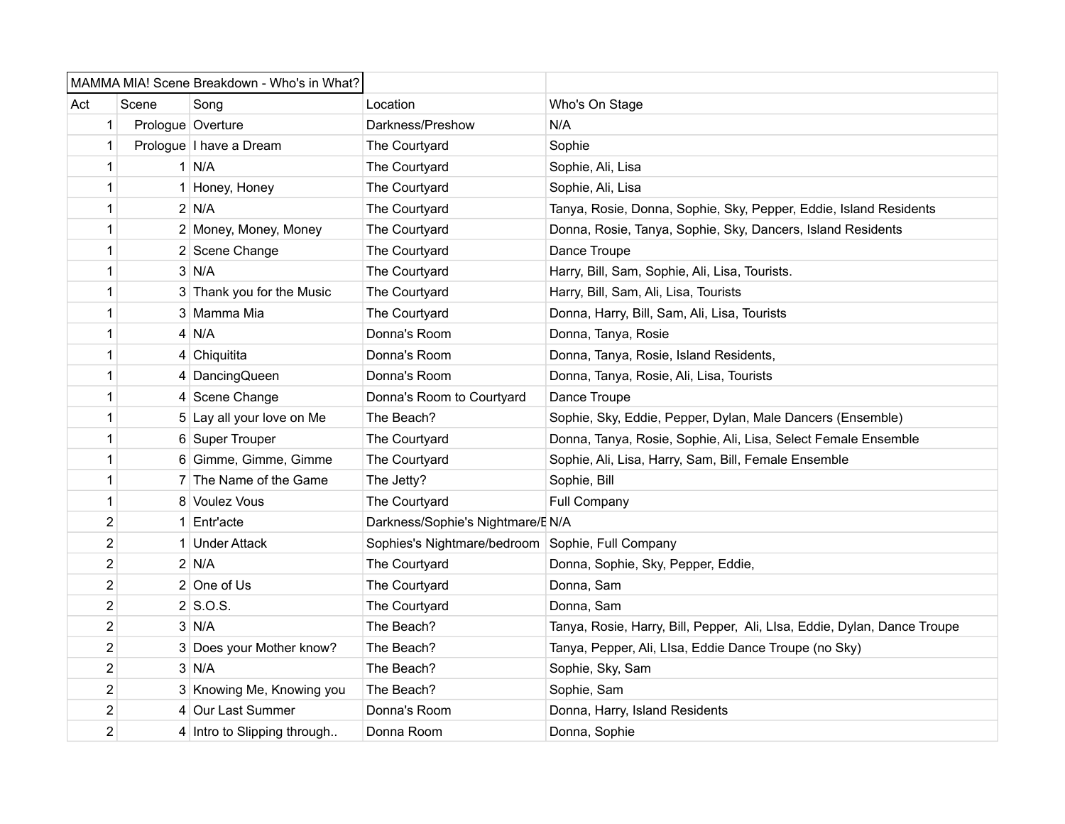| MAMMA MIA! Scene Breakdown - Who's in What? | | | | |
|---|---|---|---|---|
| Act | Scene | Song | Location | Who's On Stage |
| 1 | Prologue | Overture | Darkness/Preshow | N/A |
| 1 | Prologue | I have a Dream | The Courtyard | Sophie |
| 1 | 1 | N/A | The Courtyard | Sophie, Ali, Lisa |
| 1 | 1 | Honey, Honey | The Courtyard | Sophie, Ali, Lisa |
| 1 | 2 | N/A | The Courtyard | Tanya, Rosie, Donna, Sophie, Sky, Pepper, Eddie, Island Residents |
| 1 | 2 | Money, Money, Money | The Courtyard | Donna, Rosie, Tanya, Sophie, Sky, Dancers, Island Residents |
| 1 | 2 | Scene Change | The Courtyard | Dance Troupe |
| 1 | 3 | N/A | The Courtyard | Harry, Bill, Sam, Sophie, Ali, Lisa, Tourists. |
| 1 | 3 | Thank you for the Music | The Courtyard | Harry, Bill, Sam, Ali, Lisa, Tourists |
| 1 | 3 | Mamma Mia | The Courtyard | Donna, Harry, Bill, Sam, Ali, Lisa, Tourists |
| 1 | 4 | N/A | Donna's Room | Donna, Tanya, Rosie |
| 1 | 4 | Chiquitita | Donna's Room | Donna, Tanya, Rosie, Island Residents, |
| 1 | 4 | DancingQueen | Donna's Room | Donna, Tanya, Rosie, Ali, Lisa, Tourists |
| 1 | 4 | Scene Change | Donna's Room to Courtyard | Dance Troupe |
| 1 | 5 | Lay all your love on Me | The Beach? | Sophie, Sky, Eddie, Pepper, Dylan, Male Dancers (Ensemble) |
| 1 | 6 | Super Trouper | The Courtyard | Donna, Tanya, Rosie, Sophie, Ali, Lisa, Select Female Ensemble |
| 1 | 6 | Gimme, Gimme, Gimme | The Courtyard | Sophie, Ali, Lisa, Harry, Sam, Bill, Female Ensemble |
| 1 | 7 | The Name of the Game | The Jetty? | Sophie, Bill |
| 1 | 8 | Voulez Vous | The Courtyard | Full Company |
| 2 | 1 | Entr'acte | Darkness/Sophie's Nightmare/E | N/A |
| 2 | 1 | Under Attack | Sophies's Nightmare/bedroom | Sophie, Full Company |
| 2 | 2 | N/A | The Courtyard | Donna, Sophie, Sky, Pepper, Eddie, |
| 2 | 2 | One of Us | The Courtyard | Donna, Sam |
| 2 | 2 | S.O.S. | The Courtyard | Donna, Sam |
| 2 | 3 | N/A | The Beach? | Tanya, Rosie, Harry, Bill, Pepper, Ali, LIsa, Eddie, Dylan, Dance Troupe |
| 2 | 3 | Does your Mother know? | The Beach? | Tanya, Pepper, Ali, LIsa, Eddie Dance Troupe (no Sky) |
| 2 | 3 | N/A | The Beach? | Sophie, Sky, Sam |
| 2 | 3 | Knowing Me, Knowing you | The Beach? | Sophie, Sam |
| 2 | 4 | Our Last Summer | Donna's Room | Donna, Harry, Island Residents |
| 2 | 4 | Intro to Slipping through.. | Donna Room | Donna, Sophie |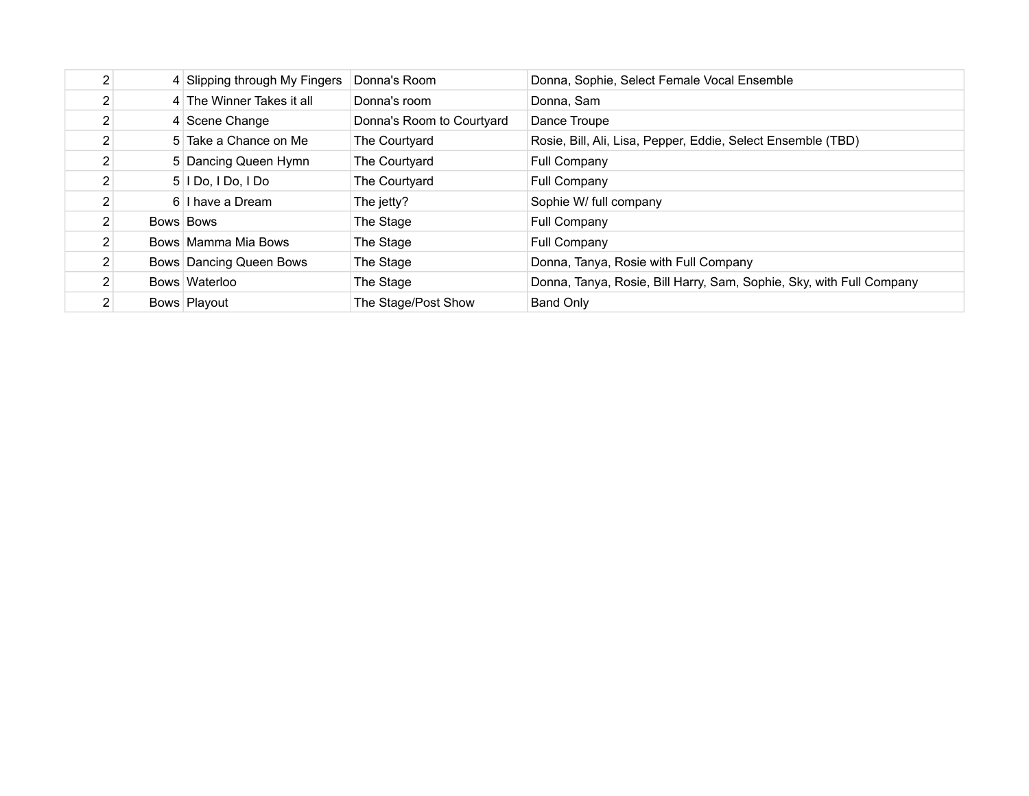| | | | | |
|---|---|---|---|---|
| 2 | 4 | Slipping through My Fingers | Donna's Room | Donna, Sophie, Select Female Vocal Ensemble |
| 2 | 4 | The Winner Takes it all | Donna's room | Donna, Sam |
| 2 | 4 | Scene Change | Donna's Room to Courtyard | Dance Troupe |
| 2 | 5 | Take a Chance on Me | The Courtyard | Rosie, Bill, Ali, Lisa, Pepper, Eddie, Select Ensemble (TBD) |
| 2 | 5 | Dancing Queen Hymn | The Courtyard | Full Company |
| 2 | 5 | I Do, I Do, I Do | The Courtyard | Full Company |
| 2 | 6 | I have a Dream | The jetty? | Sophie W/ full company |
| 2 | Bows | Bows | The Stage | Full Company |
| 2 | Bows | Mamma Mia Bows | The Stage | Full Company |
| 2 | Bows | Dancing Queen Bows | The Stage | Donna, Tanya, Rosie with Full Company |
| 2 | Bows | Waterloo | The Stage | Donna, Tanya, Rosie, Bill Harry, Sam, Sophie, Sky, with Full Company |
| 2 | Bows | Playout | The Stage/Post Show | Band Only |